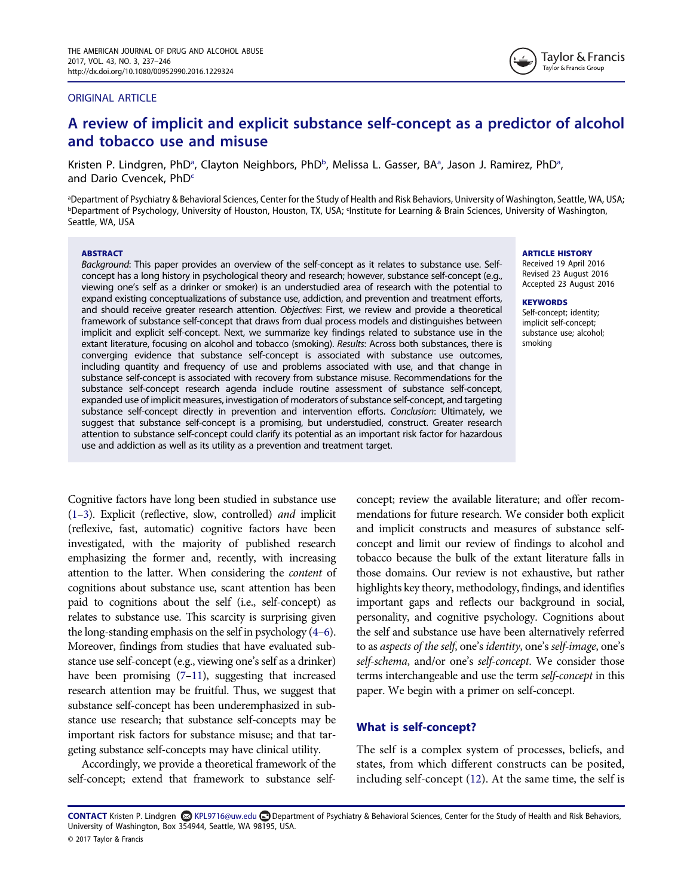ORIGINAL ARTICLE

# A review of implicit and explicit substance self-concept as a predictor of alcohol and tobacco use and misuse

Kristen P. Lindgren, PhD[a], Clayton Neighbors, PhD[b], Melissa L. Gasser, BA[a], Jason J. Ramirez, PhD[a], and Dario Cvencek, PhD[c]

[a]Department of Psychiatry & Behavioral Sciences, Center for the Study of Health and Risk Behaviors, University of Washington, Seattle, WA, USA; [b]Department of Psychology, University of Houston, Houston, TX, USA; [c]Institute for Learning & Brain Sciences, University of Washington, Seattle, WA, USA

**ABSTRACT**

*Background*: This paper provides an overview of the self-concept as it relates to substance use. Self-concept has a long history in psychological theory and research; however, substance self-concept (e.g., viewing one's self as a drinker or smoker) is an understudied area of research with the potential to expand existing conceptualizations of substance use, addiction, and prevention and treatment efforts, and should receive greater research attention. *Objectives*: First, we review and provide a theoretical framework of substance self-concept that draws from dual process models and distinguishes between implicit and explicit self-concept. Next, we summarize key findings related to substance use in the extant literature, focusing on alcohol and tobacco (smoking). *Results*: Across both substances, there is converging evidence that substance self-concept is associated with substance use outcomes, including quantity and frequency of use and problems associated with use, and that change in substance self-concept is associated with recovery from substance misuse. Recommendations for the substance self-concept research agenda include routine assessment of substance self-concept, expanded use of implicit measures, investigation of moderators of substance self-concept, and targeting substance self-concept directly in prevention and intervention efforts. *Conclusion*: Ultimately, we suggest that substance self-concept is a promising, but understudied, construct. Greater research attention to substance self-concept could clarify its potential as an important risk factor for hazardous use and addiction as well as its utility as a prevention and treatment target.

**ARTICLE HISTORY**
Received 19 April 2016
Revised 23 August 2016
Accepted 23 August 2016

**KEYWORDS**
Self-concept; identity; implicit self-concept; substance use; alcohol; smoking

Cognitive factors have long been studied in substance use (1–3). Explicit (reflective, slow, controlled) *and* implicit (reflexive, fast, automatic) cognitive factors have been investigated, with the majority of published research emphasizing the former and, recently, with increasing attention to the latter. When considering the *content* of cognitions about substance use, scant attention has been paid to cognitions about the self (i.e., self-concept) as relates to substance use. This scarcity is surprising given the long-standing emphasis on the self in psychology (4–6). Moreover, findings from studies that have evaluated substance use self-concept (e.g., viewing one's self as a drinker) have been promising (7–11), suggesting that increased research attention may be fruitful. Thus, we suggest that substance self-concept has been underemphasized in substance use research; that substance self-concepts may be important risk factors for substance misuse; and that targeting substance self-concepts may have clinical utility.

Accordingly, we provide a theoretical framework of the self-concept; extend that framework to substance self-concept; review the available literature; and offer recommendations for future research. We consider both explicit and implicit constructs and measures of substance self-concept and limit our review of findings to alcohol and tobacco because the bulk of the extant literature falls in those domains. Our review is not exhaustive, but rather highlights key theory, methodology, findings, and identifies important gaps and reflects our background in social, personality, and cognitive psychology. Cognitions about the self and substance use have been alternatively referred to as *aspects of the self*, one's *identity*, one's *self-image*, one's *self-schema*, and/or one's *self-concept*. We consider those terms interchangeable and use the term *self-concept* in this paper. We begin with a primer on self-concept.

## What is self-concept?

The self is a complex system of processes, beliefs, and states, from which different constructs can be posited, including self-concept (12). At the same time, the self is

**CONTACT** Kristen P. Lindgren KPL9716@uw.edu Department of Psychiatry & Behavioral Sciences, Center for the Study of Health and Risk Behaviors, University of Washington, Box 354944, Seattle, WA 98195, USA.

© 2017 Taylor & Francis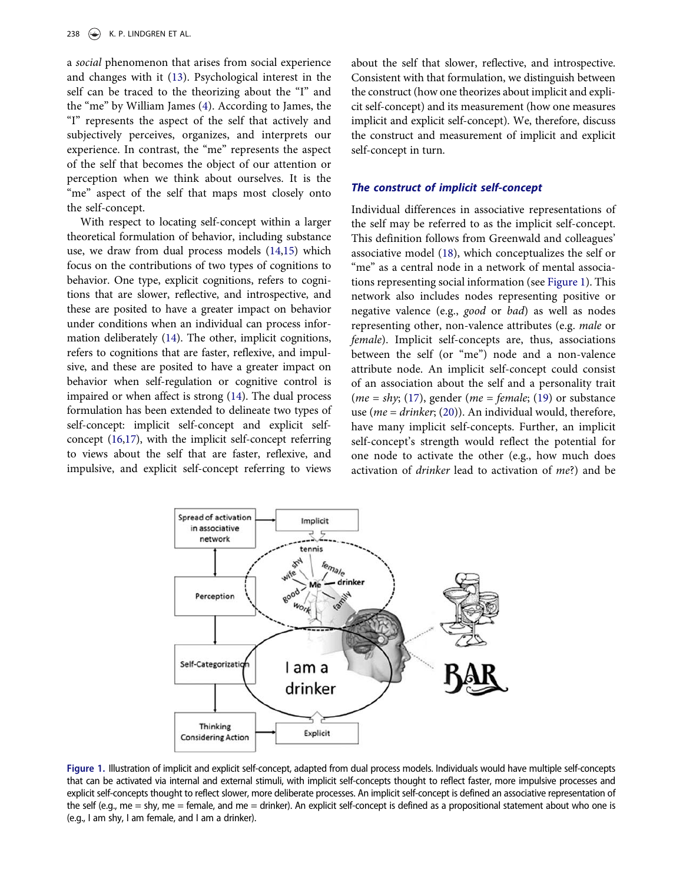a *social* phenomenon that arises from social experience and changes with it (13). Psychological interest in the self can be traced to the theorizing about the "I" and the "me" by William James (4). According to James, the "I" represents the aspect of the self that actively and subjectively perceives, organizes, and interprets our experience. In contrast, the "me" represents the aspect of the self that becomes the object of our attention or perception when we think about ourselves. It is the "me" aspect of the self that maps most closely onto the self-concept.

With respect to locating self-concept within a larger theoretical formulation of behavior, including substance use, we draw from dual process models (14,15) which focus on the contributions of two types of cognitions to behavior. One type, explicit cognitions, refers to cognitions that are slower, reflective, and introspective, and these are posited to have a greater impact on behavior under conditions when an individual can process information deliberately (14). The other, implicit cognitions, refers to cognitions that are faster, reflexive, and impulsive, and these are posited to have a greater impact on behavior when self-regulation or cognitive control is impaired or when affect is strong (14). The dual process formulation has been extended to delineate two types of self-concept: implicit self-concept and explicit self-concept (16,17), with the implicit self-concept referring to views about the self that are faster, reflexive, and impulsive, and explicit self-concept referring to views about the self that slower, reflective, and introspective. Consistent with that formulation, we distinguish between the construct (how one theorizes about implicit and explicit self-concept) and its measurement (how one measures implicit and explicit self-concept). We, therefore, discuss the construct and measurement of implicit and explicit self-concept in turn.

### The construct of implicit self-concept

Individual differences in associative representations of the self may be referred to as the implicit self-concept. This definition follows from Greenwald and colleagues' associative model (18), which conceptualizes the self or "me" as a central node in a network of mental associations representing social information (see Figure 1). This network also includes nodes representing positive or negative valence (e.g., *good* or *bad*) as well as nodes representing other, non-valence attributes (e.g. *male* or *female*). Implicit self-concepts are, thus, associations between the self (or "me") node and a non-valence attribute node. An implicit self-concept could consist of an association about the self and a personality trait (*me* = *shy*; (17), gender (*me* = *female*; (19) or substance use (*me* = *drinker*; (20)). An individual would, therefore, have many implicit self-concepts. Further, an implicit self-concept's strength would reflect the potential for one node to activate the other (e.g., how much does activation of *drinker* lead to activation of *me*?) and be

**Figure 1.** Illustration of implicit and explicit self-concept, adapted from dual process models. Individuals would have multiple self-concepts that can be activated via internal and external stimuli, with implicit self-concepts thought to reflect faster, more impulsive processes and explicit self-concepts thought to reflect slower, more deliberate processes. An implicit self-concept is defined an associative representation of the self (e.g., me = shy, me = female, and me = drinker). An explicit self-concept is defined as a propositional statement about who one is (e.g., I am shy, I am female, and I am a drinker).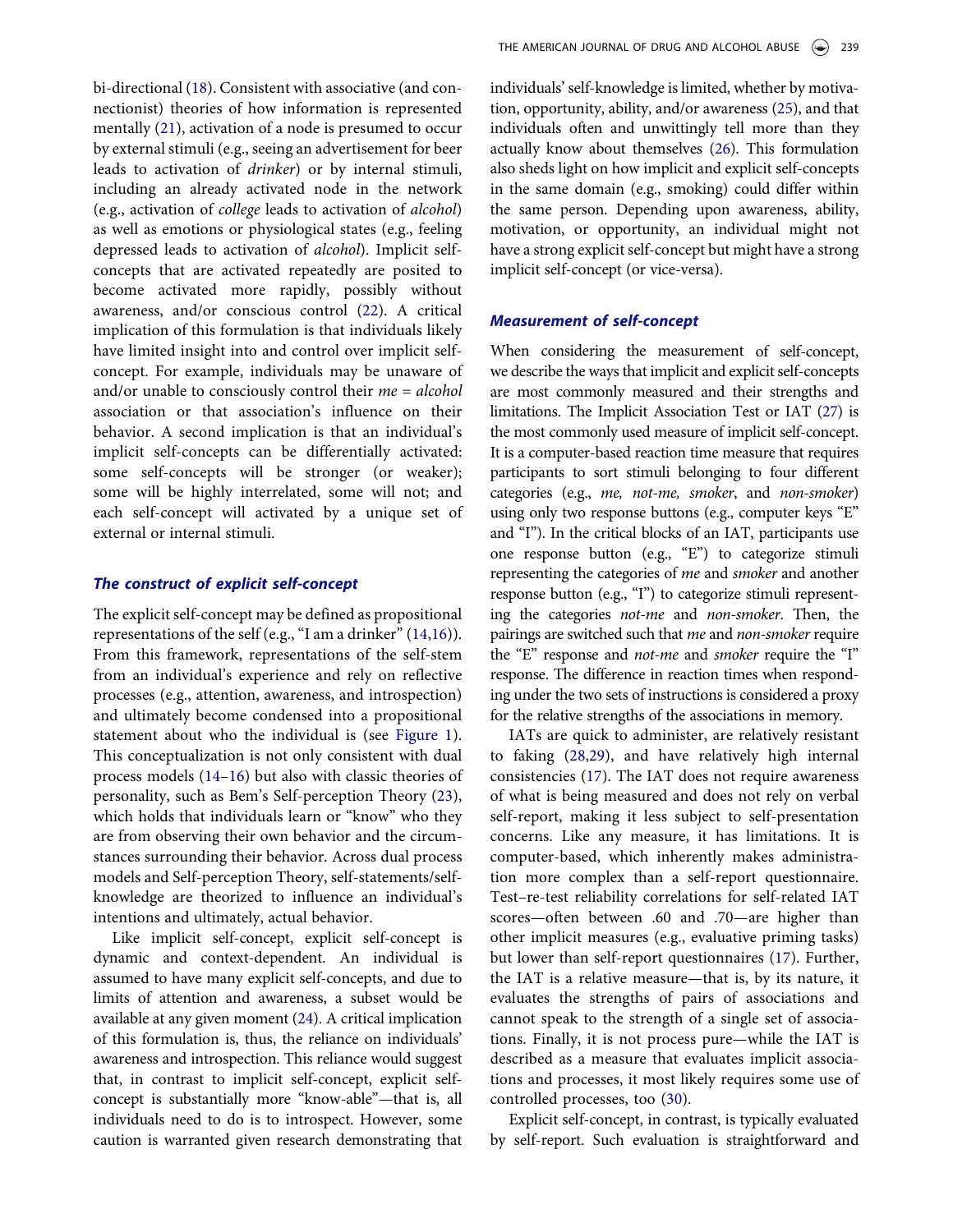bi-directional (18). Consistent with associative (and connectionist) theories of how information is represented mentally (21), activation of a node is presumed to occur by external stimuli (e.g., seeing an advertisement for beer leads to activation of *drinker*) or by internal stimuli, including an already activated node in the network (e.g., activation of *college* leads to activation of *alcohol*) as well as emotions or physiological states (e.g., feeling depressed leads to activation of *alcohol*). Implicit self-concepts that are activated repeatedly are posited to become activated more rapidly, possibly without awareness, and/or conscious control (22). A critical implication of this formulation is that individuals likely have limited insight into and control over implicit self-concept. For example, individuals may be unaware of and/or unable to consciously control their *me = alcohol* association or that association's influence on their behavior. A second implication is that an individual's implicit self-concepts can be differentially activated: some self-concepts will be stronger (or weaker); some will be highly interrelated, some will not; and each self-concept will activated by a unique set of external or internal stimuli.

### *The construct of explicit self-concept*

The explicit self-concept may be defined as propositional representations of the self (e.g., "I am a drinker" (14,16)). From this framework, representations of the self-stem from an individual's experience and rely on reflective processes (e.g., attention, awareness, and introspection) and ultimately become condensed into a propositional statement about who the individual is (see Figure 1). This conceptualization is not only consistent with dual process models (14–16) but also with classic theories of personality, such as Bem's Self-perception Theory (23), which holds that individuals learn or "know" who they are from observing their own behavior and the circumstances surrounding their behavior. Across dual process models and Self-perception Theory, self-statements/self-knowledge are theorized to influence an individual's intentions and ultimately, actual behavior.

Like implicit self-concept, explicit self-concept is dynamic and context-dependent. An individual is assumed to have many explicit self-concepts, and due to limits of attention and awareness, a subset would be available at any given moment (24). A critical implication of this formulation is, thus, the reliance on individuals' awareness and introspection. This reliance would suggest that, in contrast to implicit self-concept, explicit self-concept is substantially more "know-able"—that is, all individuals need to do is to introspect. However, some caution is warranted given research demonstrating that individuals' self-knowledge is limited, whether by motivation, opportunity, ability, and/or awareness (25), and that individuals often and unwittingly tell more than they actually know about themselves (26). This formulation also sheds light on how implicit and explicit self-concepts in the same domain (e.g., smoking) could differ within the same person. Depending upon awareness, ability, motivation, or opportunity, an individual might not have a strong explicit self-concept but might have a strong implicit self-concept (or vice-versa).

### *Measurement of self-concept*

When considering the measurement of self-concept, we describe the ways that implicit and explicit self-concepts are most commonly measured and their strengths and limitations. The Implicit Association Test or IAT (27) is the most commonly used measure of implicit self-concept. It is a computer-based reaction time measure that requires participants to sort stimuli belonging to four different categories (e.g., *me, not-me, smoker*, and *non-smoker*) using only two response buttons (e.g., computer keys "E" and "I"). In the critical blocks of an IAT, participants use one response button (e.g., "E") to categorize stimuli representing the categories of *me* and *smoker* and another response button (e.g., "I") to categorize stimuli representing the categories *not-me* and *non-smoker*. Then, the pairings are switched such that *me* and *non-smoker* require the "E" response and *not-me* and *smoker* require the "I" response. The difference in reaction times when responding under the two sets of instructions is considered a proxy for the relative strengths of the associations in memory.

IATs are quick to administer, are relatively resistant to faking (28,29), and have relatively high internal consistencies (17). The IAT does not require awareness of what is being measured and does not rely on verbal self-report, making it less subject to self-presentation concerns. Like any measure, it has limitations. It is computer-based, which inherently makes administration more complex than a self-report questionnaire. Test–re-test reliability correlations for self-related IAT scores—often between .60 and .70—are higher than other implicit measures (e.g., evaluative priming tasks) but lower than self-report questionnaires (17). Further, the IAT is a relative measure—that is, by its nature, it evaluates the strengths of pairs of associations and cannot speak to the strength of a single set of associations. Finally, it is not process pure—while the IAT is described as a measure that evaluates implicit associations and processes, it most likely requires some use of controlled processes, too (30).

Explicit self-concept, in contrast, is typically evaluated by self-report. Such evaluation is straightforward and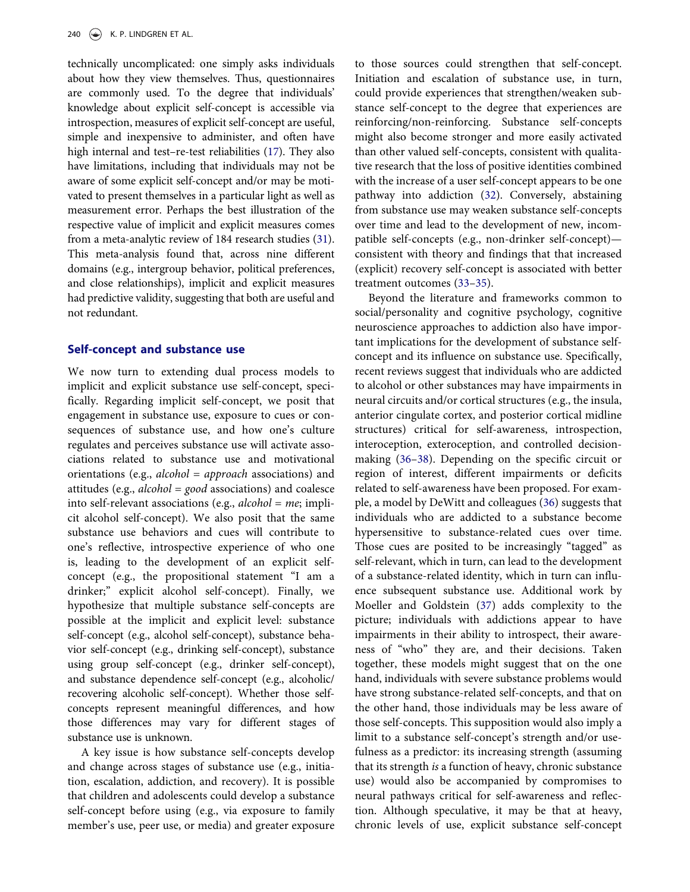technically uncomplicated: one simply asks individuals about how they view themselves. Thus, questionnaires are commonly used. To the degree that individuals' knowledge about explicit self-concept is accessible via introspection, measures of explicit self-concept are useful, simple and inexpensive to administer, and often have high internal and test–re-test reliabilities (17). They also have limitations, including that individuals may not be aware of some explicit self-concept and/or may be motivated to present themselves in a particular light as well as measurement error. Perhaps the best illustration of the respective value of implicit and explicit measures comes from a meta-analytic review of 184 research studies (31). This meta-analysis found that, across nine different domains (e.g., intergroup behavior, political preferences, and close relationships), implicit and explicit measures had predictive validity, suggesting that both are useful and not redundant.

## Self-concept and substance use

We now turn to extending dual process models to implicit and explicit substance use self-concept, specifically. Regarding implicit self-concept, we posit that engagement in substance use, exposure to cues or consequences of substance use, and how one's culture regulates and perceives substance use will activate associations related to substance use and motivational orientations (e.g., *alcohol* = *approach* associations) and attitudes (e.g., *alcohol* = *good* associations) and coalesce into self-relevant associations (e.g., *alcohol* = *me*; implicit alcohol self-concept). We also posit that the same substance use behaviors and cues will contribute to one's reflective, introspective experience of who one is, leading to the development of an explicit self-concept (e.g., the propositional statement "I am a drinker;" explicit alcohol self-concept). Finally, we hypothesize that multiple substance self-concepts are possible at the implicit and explicit level: substance self-concept (e.g., alcohol self-concept), substance behavior self-concept (e.g., drinking self-concept), substance using group self-concept (e.g., drinker self-concept), and substance dependence self-concept (e.g., alcoholic/recovering alcoholic self-concept). Whether those self-concepts represent meaningful differences, and how those differences may vary for different stages of substance use is unknown.

A key issue is how substance self-concepts develop and change across stages of substance use (e.g., initiation, escalation, addiction, and recovery). It is possible that children and adolescents could develop a substance self-concept before using (e.g., via exposure to family member's use, peer use, or media) and greater exposure to those sources could strengthen that self-concept. Initiation and escalation of substance use, in turn, could provide experiences that strengthen/weaken substance self-concept to the degree that experiences are reinforcing/non-reinforcing. Substance self-concepts might also become stronger and more easily activated than other valued self-concepts, consistent with qualitative research that the loss of positive identities combined with the increase of a user self-concept appears to be one pathway into addiction (32). Conversely, abstaining from substance use may weaken substance self-concepts over time and lead to the development of new, incompatible self-concepts (e.g., non-drinker self-concept)—consistent with theory and findings that that increased (explicit) recovery self-concept is associated with better treatment outcomes (33–35).

Beyond the literature and frameworks common to social/personality and cognitive psychology, cognitive neuroscience approaches to addiction also have important implications for the development of substance self-concept and its influence on substance use. Specifically, recent reviews suggest that individuals who are addicted to alcohol or other substances may have impairments in neural circuits and/or cortical structures (e.g., the insula, anterior cingulate cortex, and posterior cortical midline structures) critical for self-awareness, introspection, interoception, exteroception, and controlled decision-making (36–38). Depending on the specific circuit or region of interest, different impairments or deficits related to self-awareness have been proposed. For example, a model by DeWitt and colleagues (36) suggests that individuals who are addicted to a substance become hypersensitive to substance-related cues over time. Those cues are posited to be increasingly "tagged" as self-relevant, which in turn, can lead to the development of a substance-related identity, which in turn can influence subsequent substance use. Additional work by Moeller and Goldstein (37) adds complexity to the picture; individuals with addictions appear to have impairments in their ability to introspect, their awareness of "who" they are, and their decisions. Taken together, these models might suggest that on the one hand, individuals with severe substance problems would have strong substance-related self-concepts, and that on the other hand, those individuals may be less aware of those self-concepts. This supposition would also imply a limit to a substance self-concept's strength and/or usefulness as a predictor: its increasing strength (assuming that its strength *is* a function of heavy, chronic substance use) would also be accompanied by compromises to neural pathways critical for self-awareness and reflection. Although speculative, it may be that at heavy, chronic levels of use, explicit substance self-concept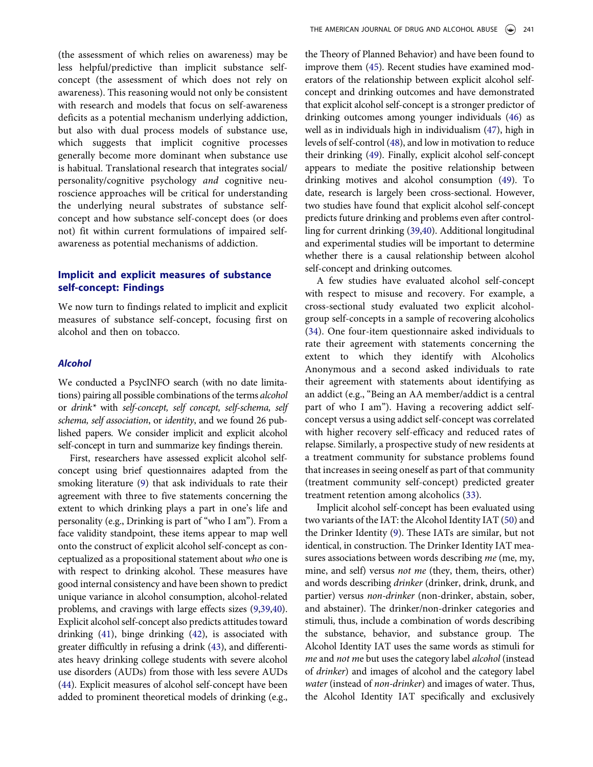(the assessment of which relies on awareness) may be less helpful/predictive than implicit substance self-concept (the assessment of which does not rely on awareness). This reasoning would not only be consistent with research and models that focus on self-awareness deficits as a potential mechanism underlying addiction, but also with dual process models of substance use, which suggests that implicit cognitive processes generally become more dominant when substance use is habitual. Translational research that integrates social/personality/cognitive psychology *and* cognitive neuroscience approaches will be critical for understanding the underlying neural substrates of substance self-concept and how substance self-concept does (or does not) fit within current formulations of impaired self-awareness as potential mechanisms of addiction.

## Implicit and explicit measures of substance self-concept: Findings

We now turn to findings related to implicit and explicit measures of substance self-concept, focusing first on alcohol and then on tobacco.

### *Alcohol*

We conducted a PsycINFO search (with no date limitations) pairing all possible combinations of the terms *alcohol* or *drink** with *self-concept, self concept, self-schema, self schema, self association*, or *identity*, and we found 26 published papers. We consider implicit and explicit alcohol self-concept in turn and summarize key findings therein.

First, researchers have assessed explicit alcohol self-concept using brief questionnaires adapted from the smoking literature (9) that ask individuals to rate their agreement with three to five statements concerning the extent to which drinking plays a part in one's life and personality (e.g., Drinking is part of "who I am"). From a face validity standpoint, these items appear to map well onto the construct of explicit alcohol self-concept as conceptualized as a propositional statement about *who* one is with respect to drinking alcohol. These measures have good internal consistency and have been shown to predict unique variance in alcohol consumption, alcohol-related problems, and cravings with large effects sizes (9,39,40). Explicit alcohol self-concept also predicts attitudes toward drinking (41), binge drinking (42), is associated with greater difficulty in refusing a drink (43), and differentiates heavy drinking college students with severe alcohol use disorders (AUDs) from those with less severe AUDs (44). Explicit measures of alcohol self-concept have been added to prominent theoretical models of drinking (e.g., the Theory of Planned Behavior) and have been found to improve them (45). Recent studies have examined moderators of the relationship between explicit alcohol self-concept and drinking outcomes and have demonstrated that explicit alcohol self-concept is a stronger predictor of drinking outcomes among younger individuals (46) as well as in individuals high in individualism (47), high in levels of self-control (48), and low in motivation to reduce their drinking (49). Finally, explicit alcohol self-concept appears to mediate the positive relationship between drinking motives and alcohol consumption (49). To date, research is largely been cross-sectional. However, two studies have found that explicit alcohol self-concept predicts future drinking and problems even after controlling for current drinking (39,40). Additional longitudinal and experimental studies will be important to determine whether there is a causal relationship between alcohol self-concept and drinking outcomes.

A few studies have evaluated alcohol self-concept with respect to misuse and recovery. For example, a cross-sectional study evaluated two explicit alcohol-group self-concepts in a sample of recovering alcoholics (34). One four-item questionnaire asked individuals to rate their agreement with statements concerning the extent to which they identify with Alcoholics Anonymous and a second asked individuals to rate their agreement with statements about identifying as an addict (e.g., "Being an AA member/addict is a central part of who I am"). Having a recovering addict self-concept versus a using addict self-concept was correlated with higher recovery self-efficacy and reduced rates of relapse. Similarly, a prospective study of new residents at a treatment community for substance problems found that increases in seeing oneself as part of that community (treatment community self-concept) predicted greater treatment retention among alcoholics (33).

Implicit alcohol self-concept has been evaluated using two variants of the IAT: the Alcohol Identity IAT (50) and the Drinker Identity (9). These IATs are similar, but not identical, in construction. The Drinker Identity IAT measures associations between words describing *me* (me, my, mine, and self) versus *not me* (they, them, theirs, other) and words describing *drinker* (drinker, drink, drunk, and partier) versus *non-drinker* (non-drinker, abstain, sober, and abstainer). The drinker/non-drinker categories and stimuli, thus, include a combination of words describing the substance, behavior, and substance group. The Alcohol Identity IAT uses the same words as stimuli for *me* and *not me* but uses the category label *alcohol* (instead of *drinker*) and images of alcohol and the category label *water* (instead of *non-drinker*) and images of water. Thus, the Alcohol Identity IAT specifically and exclusively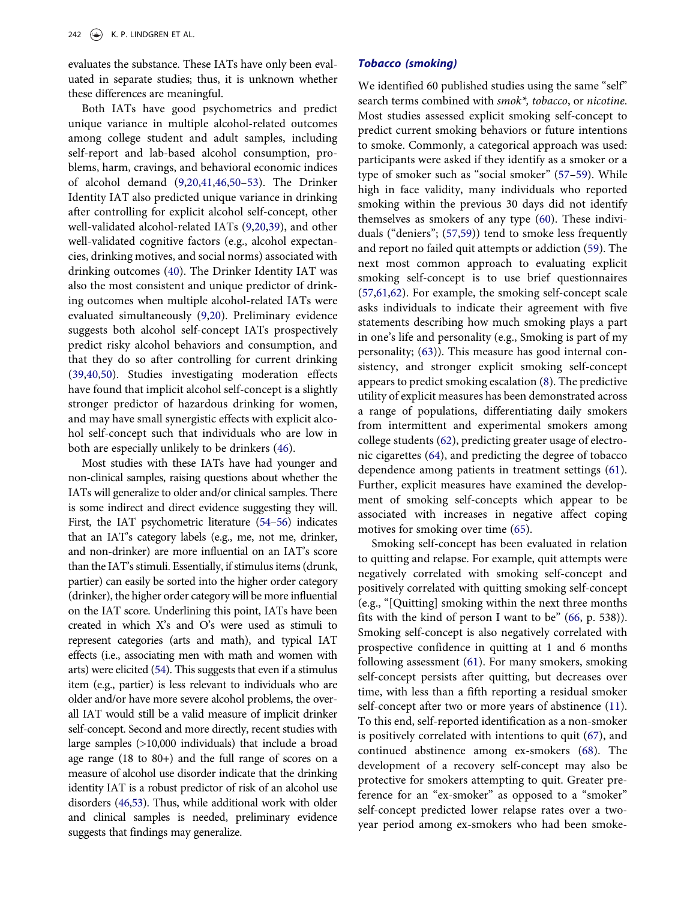evaluates the substance. These IATs have only been evaluated in separate studies; thus, it is unknown whether these differences are meaningful.

Both IATs have good psychometrics and predict unique variance in multiple alcohol-related outcomes among college student and adult samples, including self-report and lab-based alcohol consumption, problems, harm, cravings, and behavioral economic indices of alcohol demand (9,20,41,46,50–53). The Drinker Identity IAT also predicted unique variance in drinking after controlling for explicit alcohol self-concept, other well-validated alcohol-related IATs (9,20,39), and other well-validated cognitive factors (e.g., alcohol expectancies, drinking motives, and social norms) associated with drinking outcomes (40). The Drinker Identity IAT was also the most consistent and unique predictor of drinking outcomes when multiple alcohol-related IATs were evaluated simultaneously (9,20). Preliminary evidence suggests both alcohol self-concept IATs prospectively predict risky alcohol behaviors and consumption, and that they do so after controlling for current drinking (39,40,50). Studies investigating moderation effects have found that implicit alcohol self-concept is a slightly stronger predictor of hazardous drinking for women, and may have small synergistic effects with explicit alcohol self-concept such that individuals who are low in both are especially unlikely to be drinkers (46).

Most studies with these IATs have had younger and non-clinical samples, raising questions about whether the IATs will generalize to older and/or clinical samples. There is some indirect and direct evidence suggesting they will. First, the IAT psychometric literature (54–56) indicates that an IAT's category labels (e.g., me, not me, drinker, and non-drinker) are more influential on an IAT's score than the IAT's stimuli. Essentially, if stimulus items (drunk, partier) can easily be sorted into the higher order category (drinker), the higher order category will be more influential on the IAT score. Underlining this point, IATs have been created in which X's and O's were used as stimuli to represent categories (arts and math), and typical IAT effects (i.e., associating men with math and women with arts) were elicited (54). This suggests that even if a stimulus item (e.g., partier) is less relevant to individuals who are older and/or have more severe alcohol problems, the overall IAT would still be a valid measure of implicit drinker self-concept. Second and more directly, recent studies with large samples (>10,000 individuals) that include a broad age range (18 to 80+) and the full range of scores on a measure of alcohol use disorder indicate that the drinking identity IAT is a robust predictor of risk of an alcohol use disorders (46,53). Thus, while additional work with older and clinical samples is needed, preliminary evidence suggests that findings may generalize.

### *Tobacco (smoking)*

We identified 60 published studies using the same "self" search terms combined with *smok\**, *tobacco*, or *nicotine*. Most studies assessed explicit smoking self-concept to predict current smoking behaviors or future intentions to smoke. Commonly, a categorical approach was used: participants were asked if they identify as a smoker or a type of smoker such as "social smoker" (57–59). While high in face validity, many individuals who reported smoking within the previous 30 days did not identify themselves as smokers of any type (60). These individuals ("deniers"; (57,59)) tend to smoke less frequently and report no failed quit attempts or addiction (59). The next most common approach to evaluating explicit smoking self-concept is to use brief questionnaires (57,61,62). For example, the smoking self-concept scale asks individuals to indicate their agreement with five statements describing how much smoking plays a part in one's life and personality (e.g., Smoking is part of my personality; (63)). This measure has good internal consistency, and stronger explicit smoking self-concept appears to predict smoking escalation (8). The predictive utility of explicit measures has been demonstrated across a range of populations, differentiating daily smokers from intermittent and experimental smokers among college students (62), predicting greater usage of electronic cigarettes (64), and predicting the degree of tobacco dependence among patients in treatment settings (61). Further, explicit measures have examined the development of smoking self-concepts which appear to be associated with increases in negative affect coping motives for smoking over time (65).

Smoking self-concept has been evaluated in relation to quitting and relapse. For example, quit attempts were negatively correlated with smoking self-concept and positively correlated with quitting smoking self-concept (e.g., "[Quitting] smoking within the next three months fits with the kind of person I want to be" (66, p. 538)). Smoking self-concept is also negatively correlated with prospective confidence in quitting at 1 and 6 months following assessment (61). For many smokers, smoking self-concept persists after quitting, but decreases over time, with less than a fifth reporting a residual smoker self-concept after two or more years of abstinence (11). To this end, self-reported identification as a non-smoker is positively correlated with intentions to quit (67), and continued abstinence among ex-smokers (68). The development of a recovery self-concept may also be protective for smokers attempting to quit. Greater preference for an "ex-smoker" as opposed to a "smoker" self-concept predicted lower relapse rates over a two-year period among ex-smokers who had been smoke-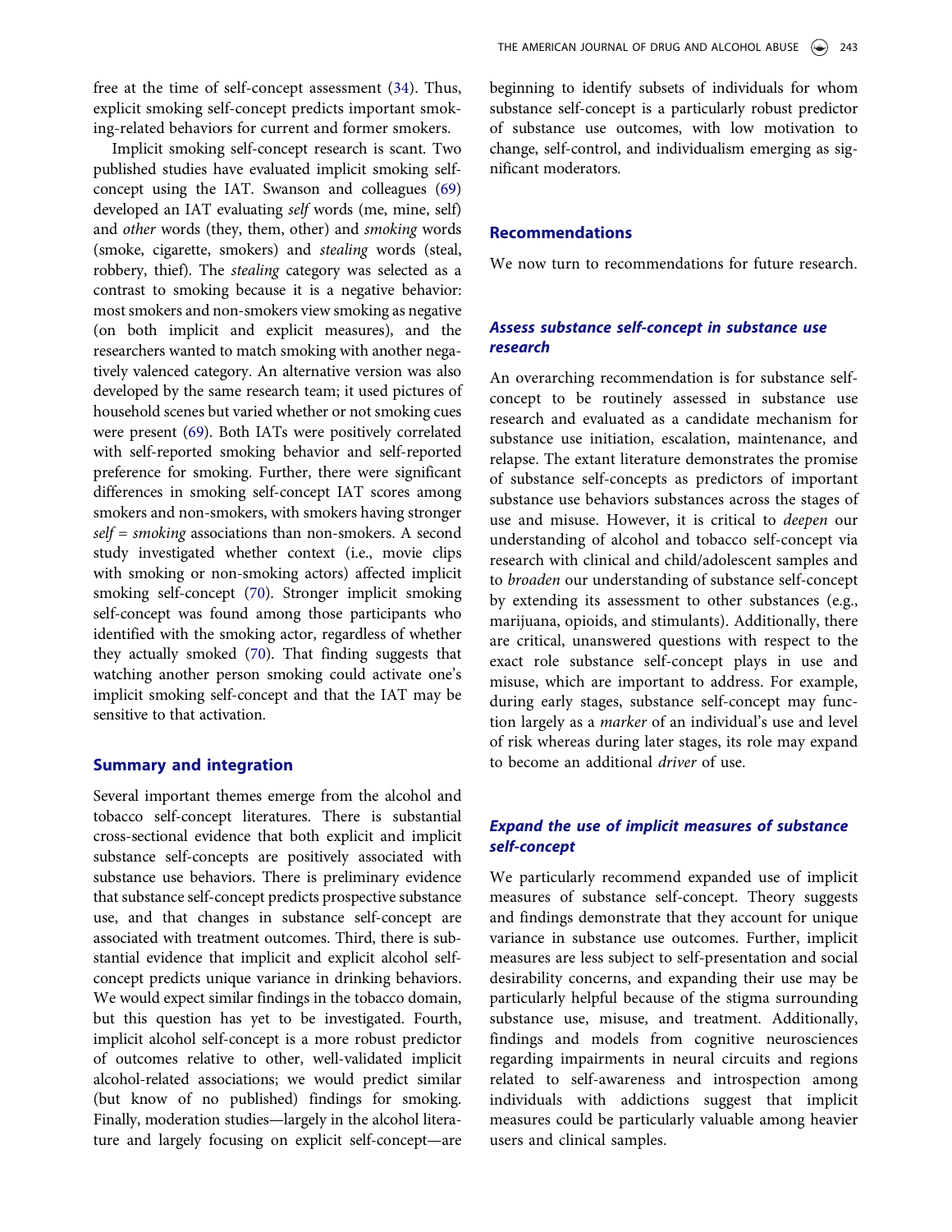free at the time of self-concept assessment (34). Thus, explicit smoking self-concept predicts important smoking-related behaviors for current and former smokers.

Implicit smoking self-concept research is scant. Two published studies have evaluated implicit smoking self-concept using the IAT. Swanson and colleagues (69) developed an IAT evaluating *self* words (me, mine, self) and *other* words (they, them, other) and *smoking* words (smoke, cigarette, smokers) and *stealing* words (steal, robbery, thief). The *stealing* category was selected as a contrast to smoking because it is a negative behavior: most smokers and non-smokers view smoking as negative (on both implicit and explicit measures), and the researchers wanted to match smoking with another negatively valenced category. An alternative version was also developed by the same research team; it used pictures of household scenes but varied whether or not smoking cues were present (69). Both IATs were positively correlated with self-reported smoking behavior and self-reported preference for smoking. Further, there were significant differences in smoking self-concept IAT scores among smokers and non-smokers, with smokers having stronger *self = smoking* associations than non-smokers. A second study investigated whether context (i.e., movie clips with smoking or non-smoking actors) affected implicit smoking self-concept (70). Stronger implicit smoking self-concept was found among those participants who identified with the smoking actor, regardless of whether they actually smoked (70). That finding suggests that watching another person smoking could activate one's implicit smoking self-concept and that the IAT may be sensitive to that activation.

## Summary and integration

Several important themes emerge from the alcohol and tobacco self-concept literatures. There is substantial cross-sectional evidence that both explicit and implicit substance self-concepts are positively associated with substance use behaviors. There is preliminary evidence that substance self-concept predicts prospective substance use, and that changes in substance self-concept are associated with treatment outcomes. Third, there is substantial evidence that implicit and explicit alcohol self-concept predicts unique variance in drinking behaviors. We would expect similar findings in the tobacco domain, but this question has yet to be investigated. Fourth, implicit alcohol self-concept is a more robust predictor of outcomes relative to other, well-validated implicit alcohol-related associations; we would predict similar (but know of no published) findings for smoking. Finally, moderation studies—largely in the alcohol literature and largely focusing on explicit self-concept—are beginning to identify subsets of individuals for whom substance self-concept is a particularly robust predictor of substance use outcomes, with low motivation to change, self-control, and individualism emerging as significant moderators.

## Recommendations

We now turn to recommendations for future research.

### *Assess substance self-concept in substance use research*

An overarching recommendation is for substance self-concept to be routinely assessed in substance use research and evaluated as a candidate mechanism for substance use initiation, escalation, maintenance, and relapse. The extant literature demonstrates the promise of substance self-concepts as predictors of important substance use behaviors substances across the stages of use and misuse. However, it is critical to *deepen* our understanding of alcohol and tobacco self-concept via research with clinical and child/adolescent samples and to *broaden* our understanding of substance self-concept by extending its assessment to other substances (e.g., marijuana, opioids, and stimulants). Additionally, there are critical, unanswered questions with respect to the exact role substance self-concept plays in use and misuse, which are important to address. For example, during early stages, substance self-concept may function largely as a *marker* of an individual's use and level of risk whereas during later stages, its role may expand to become an additional *driver* of use.

### *Expand the use of implicit measures of substance self-concept*

We particularly recommend expanded use of implicit measures of substance self-concept. Theory suggests and findings demonstrate that they account for unique variance in substance use outcomes. Further, implicit measures are less subject to self-presentation and social desirability concerns, and expanding their use may be particularly helpful because of the stigma surrounding substance use, misuse, and treatment. Additionally, findings and models from cognitive neurosciences regarding impairments in neural circuits and regions related to self-awareness and introspection among individuals with addictions suggest that implicit measures could be particularly valuable among heavier users and clinical samples.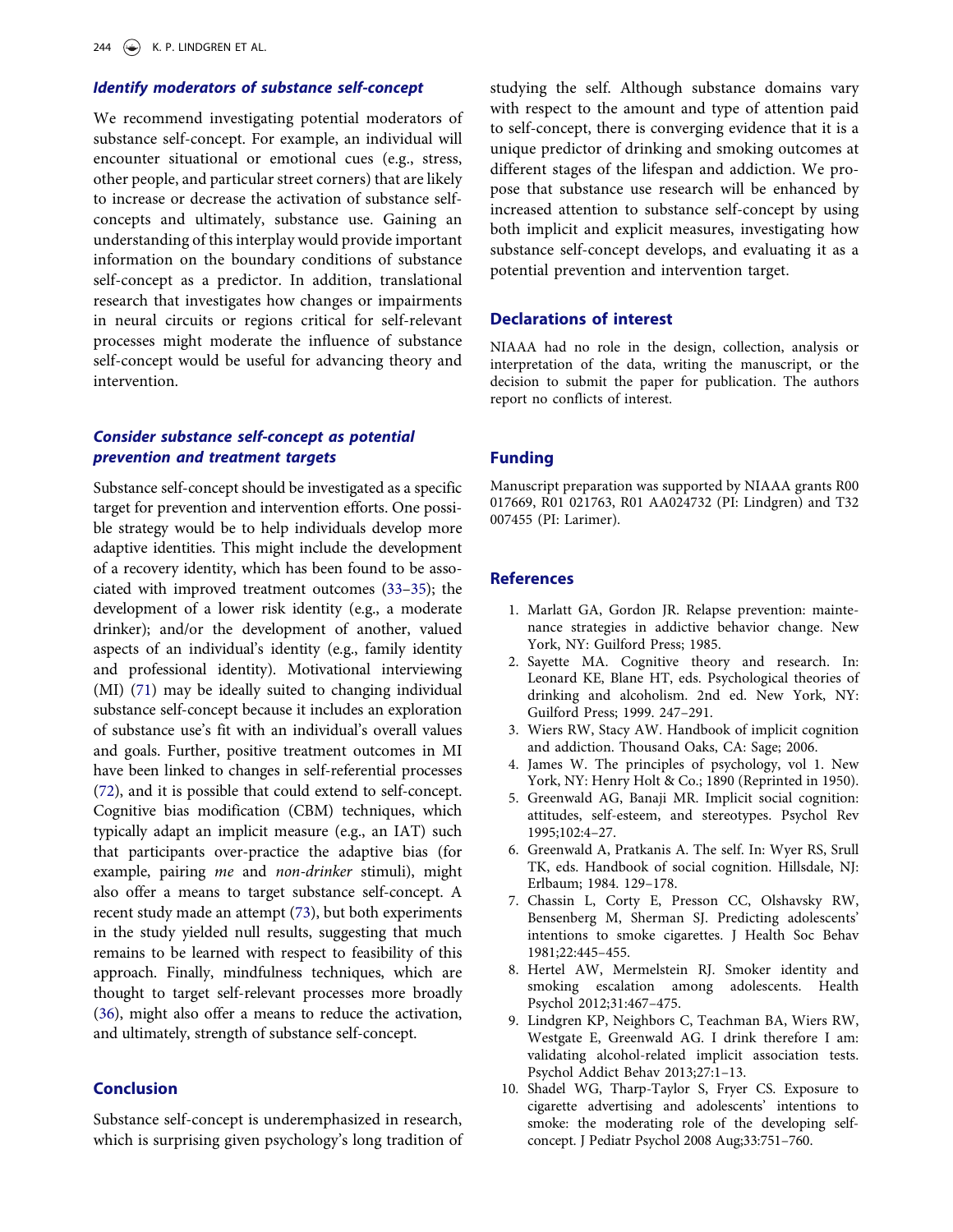### *Identify moderators of substance self-concept*

We recommend investigating potential moderators of substance self-concept. For example, an individual will encounter situational or emotional cues (e.g., stress, other people, and particular street corners) that are likely to increase or decrease the activation of substance self-concepts and ultimately, substance use. Gaining an understanding of this interplay would provide important information on the boundary conditions of substance self-concept as a predictor. In addition, translational research that investigates how changes or impairments in neural circuits or regions critical for self-relevant processes might moderate the influence of substance self-concept would be useful for advancing theory and intervention.

### *Consider substance self-concept as potential prevention and treatment targets*

Substance self-concept should be investigated as a specific target for prevention and intervention efforts. One possible strategy would be to help individuals develop more adaptive identities. This might include the development of a recovery identity, which has been found to be associated with improved treatment outcomes (33–35); the development of a lower risk identity (e.g., a moderate drinker); and/or the development of another, valued aspects of an individual's identity (e.g., family identity and professional identity). Motivational interviewing (MI) (71) may be ideally suited to changing individual substance self-concept because it includes an exploration of substance use's fit with an individual's overall values and goals. Further, positive treatment outcomes in MI have been linked to changes in self-referential processes (72), and it is possible that could extend to self-concept. Cognitive bias modification (CBM) techniques, which typically adapt an implicit measure (e.g., an IAT) such that participants over-practice the adaptive bias (for example, pairing *me* and *non-drinker* stimuli), might also offer a means to target substance self-concept. A recent study made an attempt (73), but both experiments in the study yielded null results, suggesting that much remains to be learned with respect to feasibility of this approach. Finally, mindfulness techniques, which are thought to target self-relevant processes more broadly (36), might also offer a means to reduce the activation, and ultimately, strength of substance self-concept.

## Conclusion

Substance self-concept is underemphasized in research, which is surprising given psychology's long tradition of studying the self. Although substance domains vary with respect to the amount and type of attention paid to self-concept, there is converging evidence that it is a unique predictor of drinking and smoking outcomes at different stages of the lifespan and addiction. We propose that substance use research will be enhanced by increased attention to substance self-concept by using both implicit and explicit measures, investigating how substance self-concept develops, and evaluating it as a potential prevention and intervention target.

## Declarations of interest

NIAAA had no role in the design, collection, analysis or interpretation of the data, writing the manuscript, or the decision to submit the paper for publication. The authors report no conflicts of interest.

## Funding

Manuscript preparation was supported by NIAAA grants R00 017669, R01 021763, R01 AA024732 (PI: Lindgren) and T32 007455 (PI: Larimer).

## References

1. Marlatt GA, Gordon JR. Relapse prevention: maintenance strategies in addictive behavior change. New York, NY: Guilford Press; 1985.
2. Sayette MA. Cognitive theory and research. In: Leonard KE, Blane HT, eds. Psychological theories of drinking and alcoholism. 2nd ed. New York, NY: Guilford Press; 1999. 247–291.
3. Wiers RW, Stacy AW. Handbook of implicit cognition and addiction. Thousand Oaks, CA: Sage; 2006.
4. James W. The principles of psychology, vol 1. New York, NY: Henry Holt & Co.; 1890 (Reprinted in 1950).
5. Greenwald AG, Banaji MR. Implicit social cognition: attitudes, self-esteem, and stereotypes. Psychol Rev 1995;102:4–27.
6. Greenwald A, Pratkanis A. The self. In: Wyer RS, Srull TK, eds. Handbook of social cognition. Hillsdale, NJ: Erlbaum; 1984. 129–178.
7. Chassin L, Corty E, Presson CC, Olshavsky RW, Bensenberg M, Sherman SJ. Predicting adolescents' intentions to smoke cigarettes. J Health Soc Behav 1981;22:445–455.
8. Hertel AW, Mermelstein RJ. Smoker identity and smoking escalation among adolescents. Health Psychol 2012;31:467–475.
9. Lindgren KP, Neighbors C, Teachman BA, Wiers RW, Westgate E, Greenwald AG. I drink therefore I am: validating alcohol-related implicit association tests. Psychol Addict Behav 2013;27:1–13.
10. Shadel WG, Tharp-Taylor S, Fryer CS. Exposure to cigarette advertising and adolescents' intentions to smoke: the moderating role of the developing self-concept. J Pediatr Psychol 2008 Aug;33:751–760.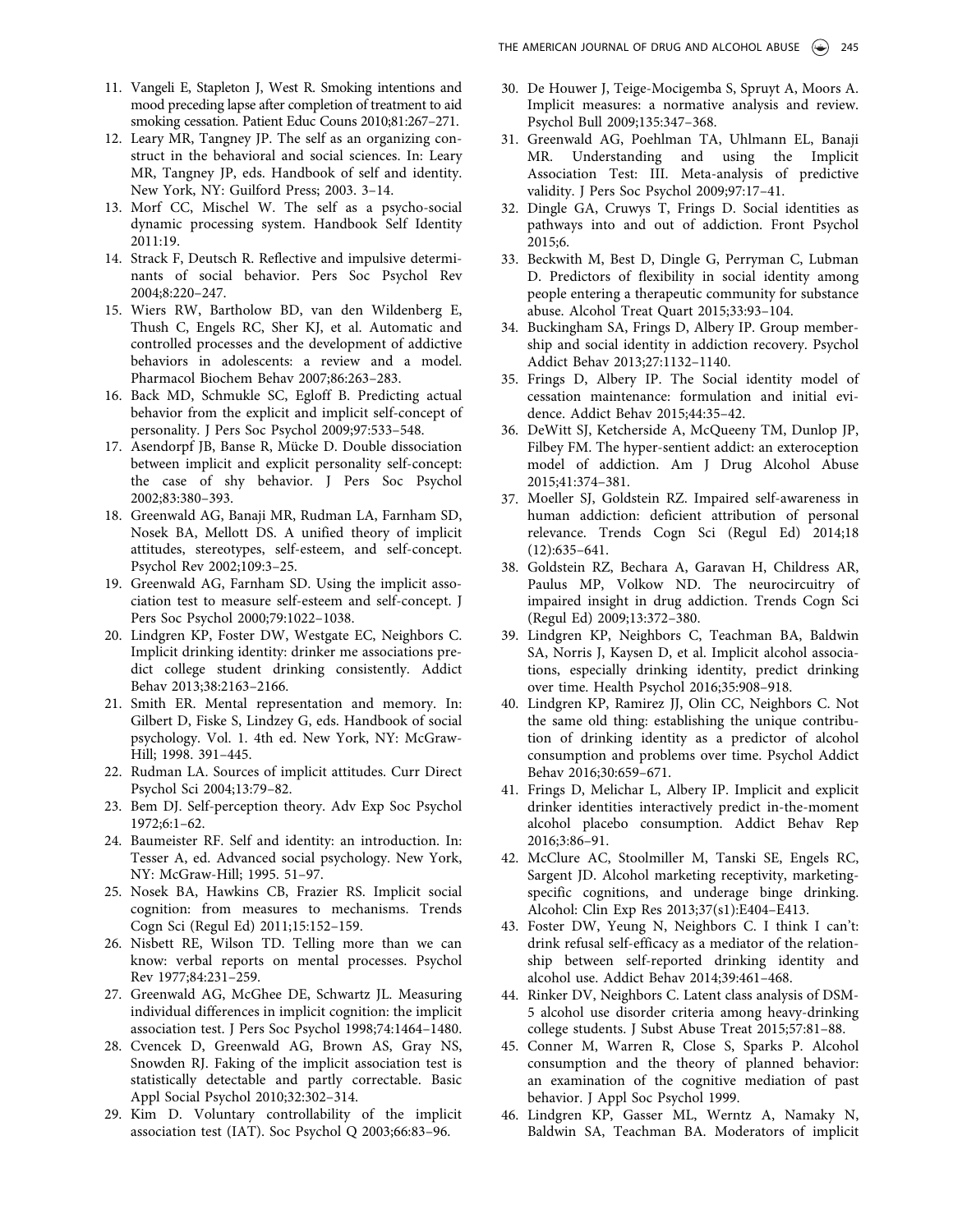11. Vangeli E, Stapleton J, West R. Smoking intentions and mood preceding lapse after completion of treatment to aid smoking cessation. Patient Educ Couns 2010;81:267–271.
12. Leary MR, Tangney JP. The self as an organizing construct in the behavioral and social sciences. In: Leary MR, Tangney JP, eds. Handbook of self and identity. New York, NY: Guilford Press; 2003. 3–14.
13. Morf CC, Mischel W. The self as a psycho-social dynamic processing system. Handbook Self Identity 2011:19.
14. Strack F, Deutsch R. Reflective and impulsive determinants of social behavior. Pers Soc Psychol Rev 2004;8:220–247.
15. Wiers RW, Bartholow BD, van den Wildenberg E, Thush C, Engels RC, Sher KJ, et al. Automatic and controlled processes and the development of addictive behaviors in adolescents: a review and a model. Pharmacol Biochem Behav 2007;86:263–283.
16. Back MD, Schmukle SC, Egloff B. Predicting actual behavior from the explicit and implicit self-concept of personality. J Pers Soc Psychol 2009;97:533–548.
17. Asendorpf JB, Banse R, Mücke D. Double dissociation between implicit and explicit personality self-concept: the case of shy behavior. J Pers Soc Psychol 2002;83:380–393.
18. Greenwald AG, Banaji MR, Rudman LA, Farnham SD, Nosek BA, Mellott DS. A unified theory of implicit attitudes, stereotypes, self-esteem, and self-concept. Psychol Rev 2002;109:3–25.
19. Greenwald AG, Farnham SD. Using the implicit association test to measure self-esteem and self-concept. J Pers Soc Psychol 2000;79:1022–1038.
20. Lindgren KP, Foster DW, Westgate EC, Neighbors C. Implicit drinking identity: drinker me associations predict college student drinking consistently. Addict Behav 2013;38:2163–2166.
21. Smith ER. Mental representation and memory. In: Gilbert D, Fiske S, Lindzey G, eds. Handbook of social psychology. Vol. 1. 4th ed. New York, NY: McGraw-Hill; 1998. 391–445.
22. Rudman LA. Sources of implicit attitudes. Curr Direct Psychol Sci 2004;13:79–82.
23. Bem DJ. Self-perception theory. Adv Exp Soc Psychol 1972;6:1–62.
24. Baumeister RF. Self and identity: an introduction. In: Tesser A, ed. Advanced social psychology. New York, NY: McGraw-Hill; 1995. 51–97.
25. Nosek BA, Hawkins CB, Frazier RS. Implicit social cognition: from measures to mechanisms. Trends Cogn Sci (Regul Ed) 2011;15:152–159.
26. Nisbett RE, Wilson TD. Telling more than we can know: verbal reports on mental processes. Psychol Rev 1977;84:231–259.
27. Greenwald AG, McGhee DE, Schwartz JL. Measuring individual differences in implicit cognition: the implicit association test. J Pers Soc Psychol 1998;74:1464–1480.
28. Cvencek D, Greenwald AG, Brown AS, Gray NS, Snowden RJ. Faking of the implicit association test is statistically detectable and partly correctable. Basic Appl Social Psychol 2010;32:302–314.
29. Kim D. Voluntary controllability of the implicit association test (IAT). Soc Psychol Q 2003;66:83–96.
30. De Houwer J, Teige-Mocigemba S, Spruyt A, Moors A. Implicit measures: a normative analysis and review. Psychol Bull 2009;135:347–368.
31. Greenwald AG, Poehlman TA, Uhlmann EL, Banaji MR. Understanding and using the Implicit Association Test: III. Meta-analysis of predictive validity. J Pers Soc Psychol 2009;97:17–41.
32. Dingle GA, Cruwys T, Frings D. Social identities as pathways into and out of addiction. Front Psychol 2015;6.
33. Beckwith M, Best D, Dingle G, Perryman C, Lubman D. Predictors of flexibility in social identity among people entering a therapeutic community for substance abuse. Alcohol Treat Quart 2015;33:93–104.
34. Buckingham SA, Frings D, Albery IP. Group membership and social identity in addiction recovery. Psychol Addict Behav 2013;27:1132–1140.
35. Frings D, Albery IP. The Social identity model of cessation maintenance: formulation and initial evidence. Addict Behav 2015;44:35–42.
36. DeWitt SJ, Ketcherside A, McQueeny TM, Dunlop JP, Filbey FM. The hyper-sentient addict: an exteroception model of addiction. Am J Drug Alcohol Abuse 2015;41:374–381.
37. Moeller SJ, Goldstein RZ. Impaired self-awareness in human addiction: deficient attribution of personal relevance. Trends Cogn Sci (Regul Ed) 2014;18 (12):635–641.
38. Goldstein RZ, Bechara A, Garavan H, Childress AR, Paulus MP, Volkow ND. The neurocircuitry of impaired insight in drug addiction. Trends Cogn Sci (Regul Ed) 2009;13:372–380.
39. Lindgren KP, Neighbors C, Teachman BA, Baldwin SA, Norris J, Kaysen D, et al. Implicit alcohol associations, especially drinking identity, predict drinking over time. Health Psychol 2016;35:908–918.
40. Lindgren KP, Ramirez JJ, Olin CC, Neighbors C. Not the same old thing: establishing the unique contribution of drinking identity as a predictor of alcohol consumption and problems over time. Psychol Addict Behav 2016;30:659–671.
41. Frings D, Melichar L, Albery IP. Implicit and explicit drinker identities interactively predict in-the-moment alcohol placebo consumption. Addict Behav Rep 2016;3:86–91.
42. McClure AC, Stoolmiller M, Tanski SE, Engels RC, Sargent JD. Alcohol marketing receptivity, marketing-specific cognitions, and underage binge drinking. Alcohol: Clin Exp Res 2013;37(s1):E404–E413.
43. Foster DW, Yeung N, Neighbors C. I think I can't: drink refusal self-efficacy as a mediator of the relationship between self-reported drinking identity and alcohol use. Addict Behav 2014;39:461–468.
44. Rinker DV, Neighbors C. Latent class analysis of DSM-5 alcohol use disorder criteria among heavy-drinking college students. J Subst Abuse Treat 2015;57:81–88.
45. Conner M, Warren R, Close S, Sparks P. Alcohol consumption and the theory of planned behavior: an examination of the cognitive mediation of past behavior. J Appl Soc Psychol 1999.
46. Lindgren KP, Gasser ML, Werntz A, Namaky N, Baldwin SA, Teachman BA. Moderators of implicit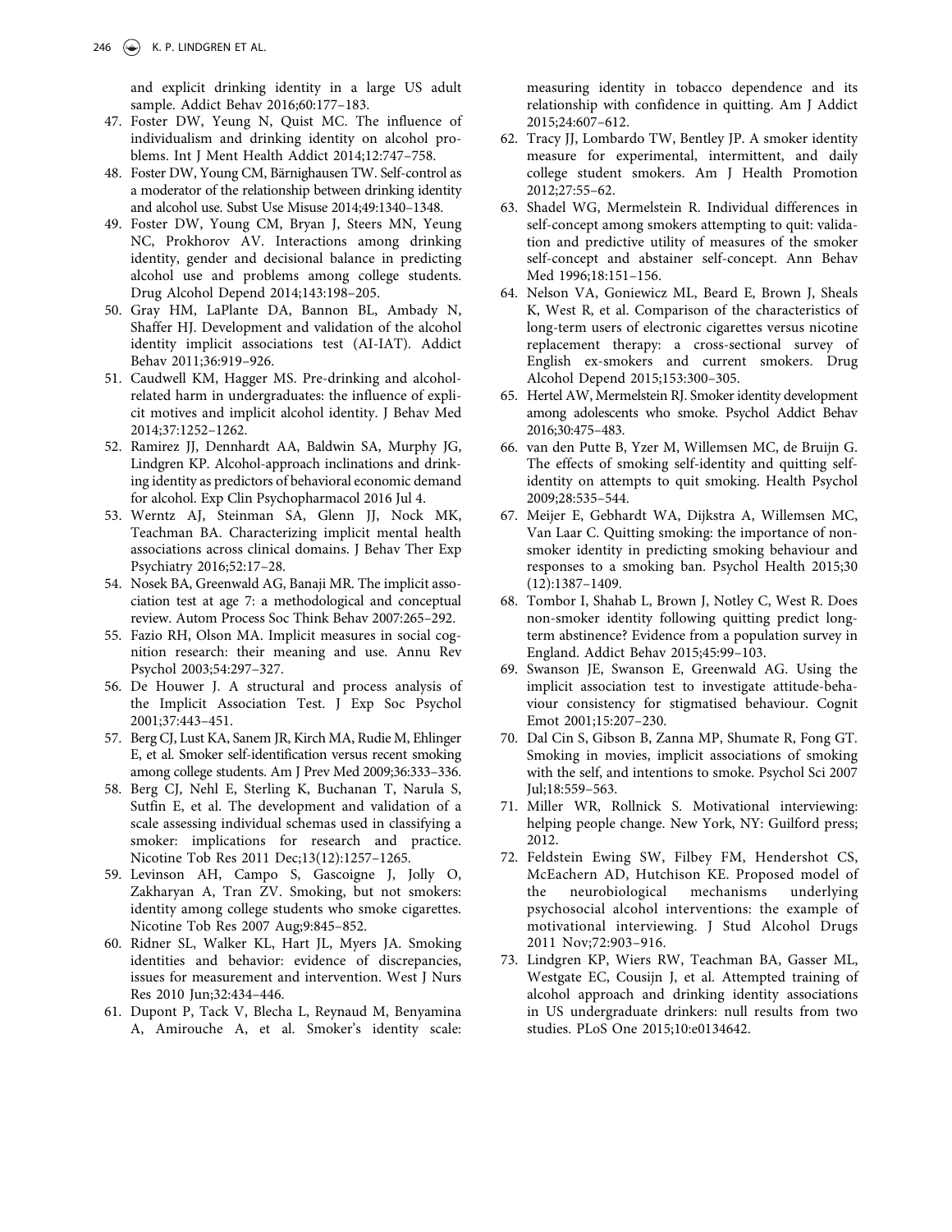and explicit drinking identity in a large US adult sample. Addict Behav 2016;60:177–183.

47. Foster DW, Yeung N, Quist MC. The influence of individualism and drinking identity on alcohol problems. Int J Ment Health Addict 2014;12:747–758.
48. Foster DW, Young CM, Bärnighausen TW. Self-control as a moderator of the relationship between drinking identity and alcohol use. Subst Use Misuse 2014;49:1340–1348.
49. Foster DW, Young CM, Bryan J, Steers MN, Yeung NC, Prokhorov AV. Interactions among drinking identity, gender and decisional balance in predicting alcohol use and problems among college students. Drug Alcohol Depend 2014;143:198–205.
50. Gray HM, LaPlante DA, Bannon BL, Ambady N, Shaffer HJ. Development and validation of the alcohol identity implicit associations test (AI-IAT). Addict Behav 2011;36:919–926.
51. Caudwell KM, Hagger MS. Pre-drinking and alcohol-related harm in undergraduates: the influence of explicit motives and implicit alcohol identity. J Behav Med 2014;37:1252–1262.
52. Ramirez JJ, Dennhardt AA, Baldwin SA, Murphy JG, Lindgren KP. Alcohol-approach inclinations and drinking identity as predictors of behavioral economic demand for alcohol. Exp Clin Psychopharmacol 2016 Jul 4.
53. Werntz AJ, Steinman SA, Glenn JJ, Nock MK, Teachman BA. Characterizing implicit mental health associations across clinical domains. J Behav Ther Exp Psychiatry 2016;52:17–28.
54. Nosek BA, Greenwald AG, Banaji MR. The implicit association test at age 7: a methodological and conceptual review. Autom Process Soc Think Behav 2007:265–292.
55. Fazio RH, Olson MA. Implicit measures in social cognition research: their meaning and use. Annu Rev Psychol 2003;54:297–327.
56. De Houwer J. A structural and process analysis of the Implicit Association Test. J Exp Soc Psychol 2001;37:443–451.
57. Berg CJ, Lust KA, Sanem JR, Kirch MA, Rudie M, Ehlinger E, et al. Smoker self-identification versus recent smoking among college students. Am J Prev Med 2009;36:333–336.
58. Berg CJ, Nehl E, Sterling K, Buchanan T, Narula S, Sutfin E, et al. The development and validation of a scale assessing individual schemas used in classifying a smoker: implications for research and practice. Nicotine Tob Res 2011 Dec;13(12):1257–1265.
59. Levinson AH, Campo S, Gascoigne J, Jolly O, Zakharyan A, Tran ZV. Smoking, but not smokers: identity among college students who smoke cigarettes. Nicotine Tob Res 2007 Aug;9:845–852.
60. Ridner SL, Walker KL, Hart JL, Myers JA. Smoking identities and behavior: evidence of discrepancies, issues for measurement and intervention. West J Nurs Res 2010 Jun;32:434–446.
61. Dupont P, Tack V, Blecha L, Reynaud M, Benyamina A, Amirouche A, et al. Smoker's identity scale: measuring identity in tobacco dependence and its relationship with confidence in quitting. Am J Addict 2015;24:607–612.
62. Tracy JJ, Lombardo TW, Bentley JP. A smoker identity measure for experimental, intermittent, and daily college student smokers. Am J Health Promotion 2012;27:55–62.
63. Shadel WG, Mermelstein R. Individual differences in self-concept among smokers attempting to quit: validation and predictive utility of measures of the smoker self-concept and abstainer self-concept. Ann Behav Med 1996;18:151–156.
64. Nelson VA, Goniewicz ML, Beard E, Brown J, Sheals K, West R, et al. Comparison of the characteristics of long-term users of electronic cigarettes versus nicotine replacement therapy: a cross-sectional survey of English ex-smokers and current smokers. Drug Alcohol Depend 2015;153:300–305.
65. Hertel AW, Mermelstein RJ. Smoker identity development among adolescents who smoke. Psychol Addict Behav 2016;30:475–483.
66. van den Putte B, Yzer M, Willemsen MC, de Bruijn G. The effects of smoking self-identity and quitting self-identity on attempts to quit smoking. Health Psychol 2009;28:535–544.
67. Meijer E, Gebhardt WA, Dijkstra A, Willemsen MC, Van Laar C. Quitting smoking: the importance of non-smoker identity in predicting smoking behaviour and responses to a smoking ban. Psychol Health 2015;30 (12):1387–1409.
68. Tombor I, Shahab L, Brown J, Notley C, West R. Does non-smoker identity following quitting predict long-term abstinence? Evidence from a population survey in England. Addict Behav 2015;45:99–103.
69. Swanson JE, Swanson E, Greenwald AG. Using the implicit association test to investigate attitude-behaviour consistency for stigmatised behaviour. Cognit Emot 2001;15:207–230.
70. Dal Cin S, Gibson B, Zanna MP, Shumate R, Fong GT. Smoking in movies, implicit associations of smoking with the self, and intentions to smoke. Psychol Sci 2007 Jul;18:559–563.
71. Miller WR, Rollnick S. Motivational interviewing: helping people change. New York, NY: Guilford press; 2012.
72. Feldstein Ewing SW, Filbey FM, Hendershot CS, McEachern AD, Hutchison KE. Proposed model of the neurobiological mechanisms underlying psychosocial alcohol interventions: the example of motivational interviewing. J Stud Alcohol Drugs 2011 Nov;72:903–916.
73. Lindgren KP, Wiers RW, Teachman BA, Gasser ML, Westgate EC, Cousijn J, et al. Attempted training of alcohol approach and drinking identity associations in US undergraduate drinkers: null results from two studies. PLoS One 2015;10:e0134642.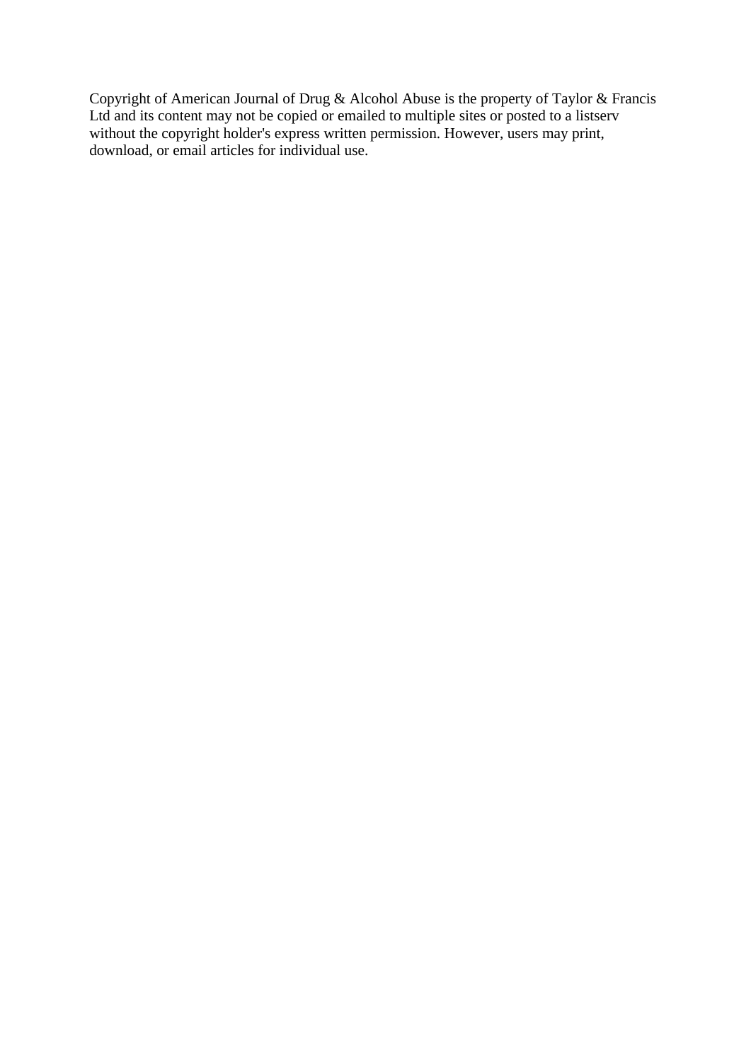Copyright of American Journal of Drug & Alcohol Abuse is the property of Taylor & Francis Ltd and its content may not be copied or emailed to multiple sites or posted to a listserv without the copyright holder's express written permission. However, users may print, download, or email articles for individual use.